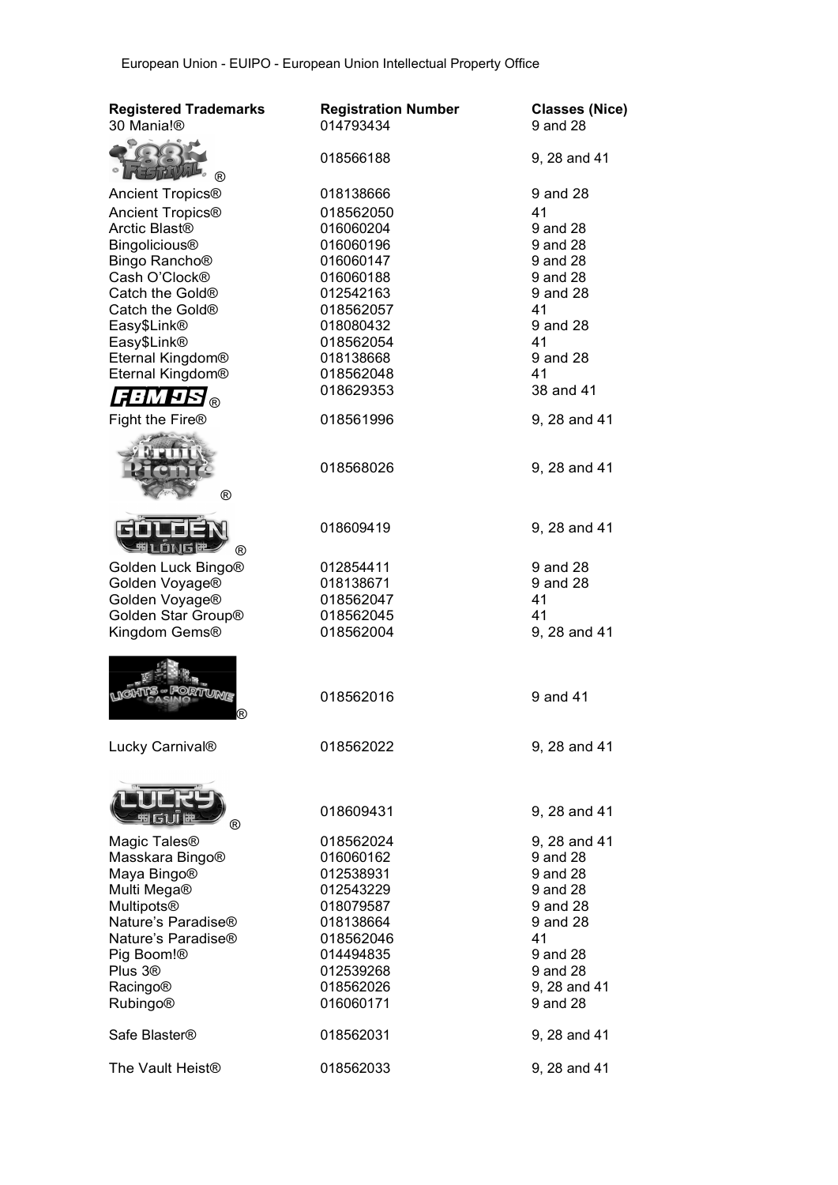European Union - EUIPO - European Union Intellectual Property Office

| Registered Trademarks | Registration Number | Classes (Nice) |
|---|---|---|
| 30 Mania!® | 014793434 | 9 and 28 |
| 88 Festival® | 018566188 | 9, 28 and 41 |
| Ancient Tropics® | 018138666 | 9 and 28 |
| Ancient Tropics® | 018562050 | 41 |
| Arctic Blast® | 016060204 | 9 and 28 |
| Bingolicious® | 016060196 | 9 and 28 |
| Bingo Rancho® | 016060147 | 9 and 28 |
| Cash O'Clock® | 016060188 | 9 and 28 |
| Catch the Gold® | 012542163 | 9 and 28 |
| Catch the Gold® | 018562057 | 41 |
| Easy$Link® | 018080432 | 9 and 28 |
| Easy$Link® | 018562054 | 41 |
| Eternal Kingdom® | 018138668 | 9 and 28 |
| Eternal Kingdom® | 018562048 | 41 |
| FBMDS® | 018629353 | 38 and 41 |
| Fight the Fire® | 018561996 | 9, 28 and 41 |
| Fruit Picnic® | 018568026 | 9, 28 and 41 |
| Golden Long® | 018609419 | 9, 28 and 41 |
| Golden Luck Bingo® | 012854411 | 9 and 28 |
| Golden Voyage® | 018138671 | 9 and 28 |
| Golden Voyage® | 018562047 | 41 |
| Golden Star Group® | 018562045 | 41 |
| Kingdom Gems® | 018562004 | 9, 28 and 41 |
| Lights of Fortune Casino® | 018562016 | 9 and 41 |
| Lucky Carnival® | 018562022 | 9, 28 and 41 |
| Lucky Gui® | 018609431 | 9, 28 and 41 |
| Magic Tales® | 018562024 | 9, 28 and 41 |
| Masskara Bingo® | 016060162 | 9 and 28 |
| Maya Bingo® | 012538931 | 9 and 28 |
| Multi Mega® | 012543229 | 9 and 28 |
| Multipots® | 018079587 | 9 and 28 |
| Nature's Paradise® | 018138664 | 9 and 28 |
| Nature's Paradise® | 018562046 | 41 |
| Pig Boom!® | 014494835 | 9 and 28 |
| Plus 3® | 012539268 | 9 and 28 |
| Racingo® | 018562026 | 9, 28 and 41 |
| Rubingo® | 016060171 | 9 and 28 |
| Safe Blaster® | 018562031 | 9, 28 and 41 |
| The Vault Heist® | 018562033 | 9, 28 and 41 |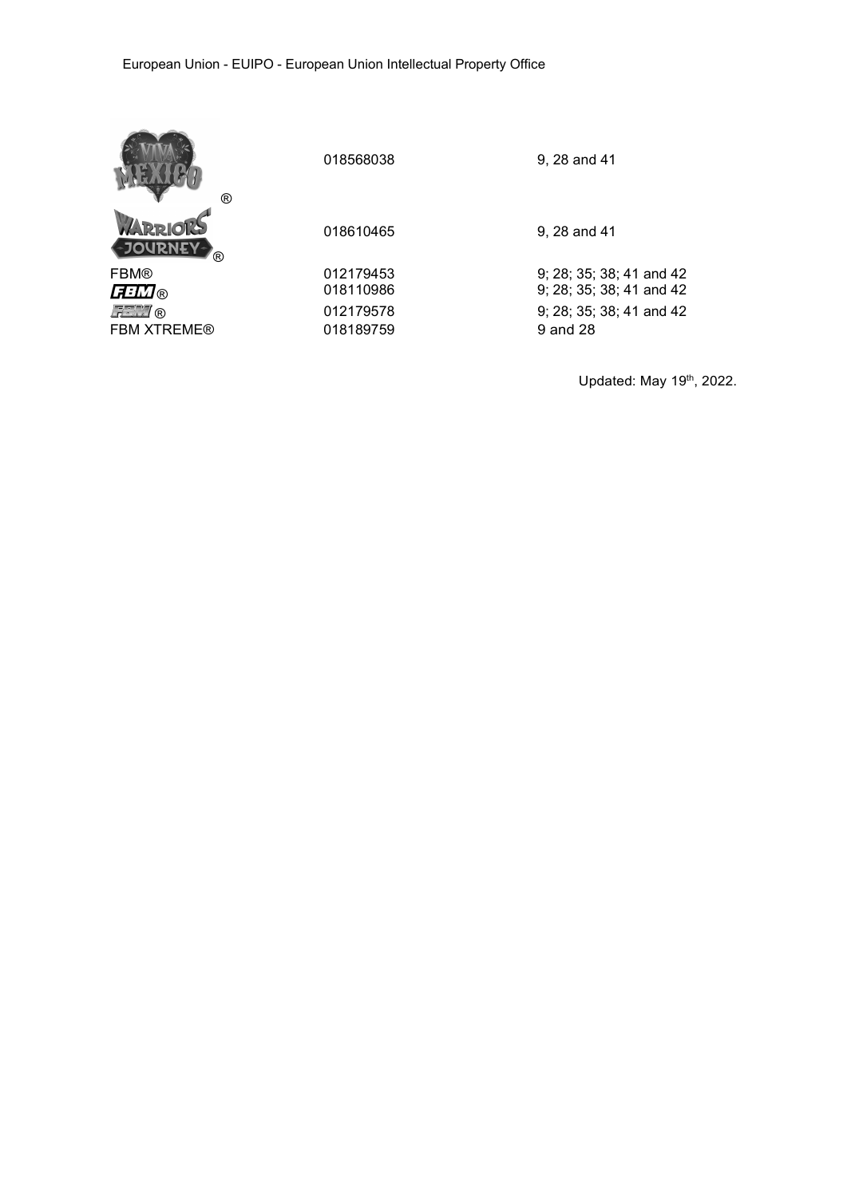European Union - EUIPO - European Union Intellectual Property Office

| | | |
|---|---|---|
| VIVA MEXICO® | 018568038 | 9, 28 and 41 |
| WARRIORS' JOURNEY® | 018610465 | 9, 28 and 41 |
| FBM® | 012179453 | 9; 28; 35; 38; 41 and 42 |
| FBM® | 018110986 | 9; 28; 35; 38; 41 and 42 |
| FBM® | 012179578 | 9; 28; 35; 38; 41 and 42 |
| FBM XTREME® | 018189759 | 9 and 28 |

Updated: May 19th, 2022.